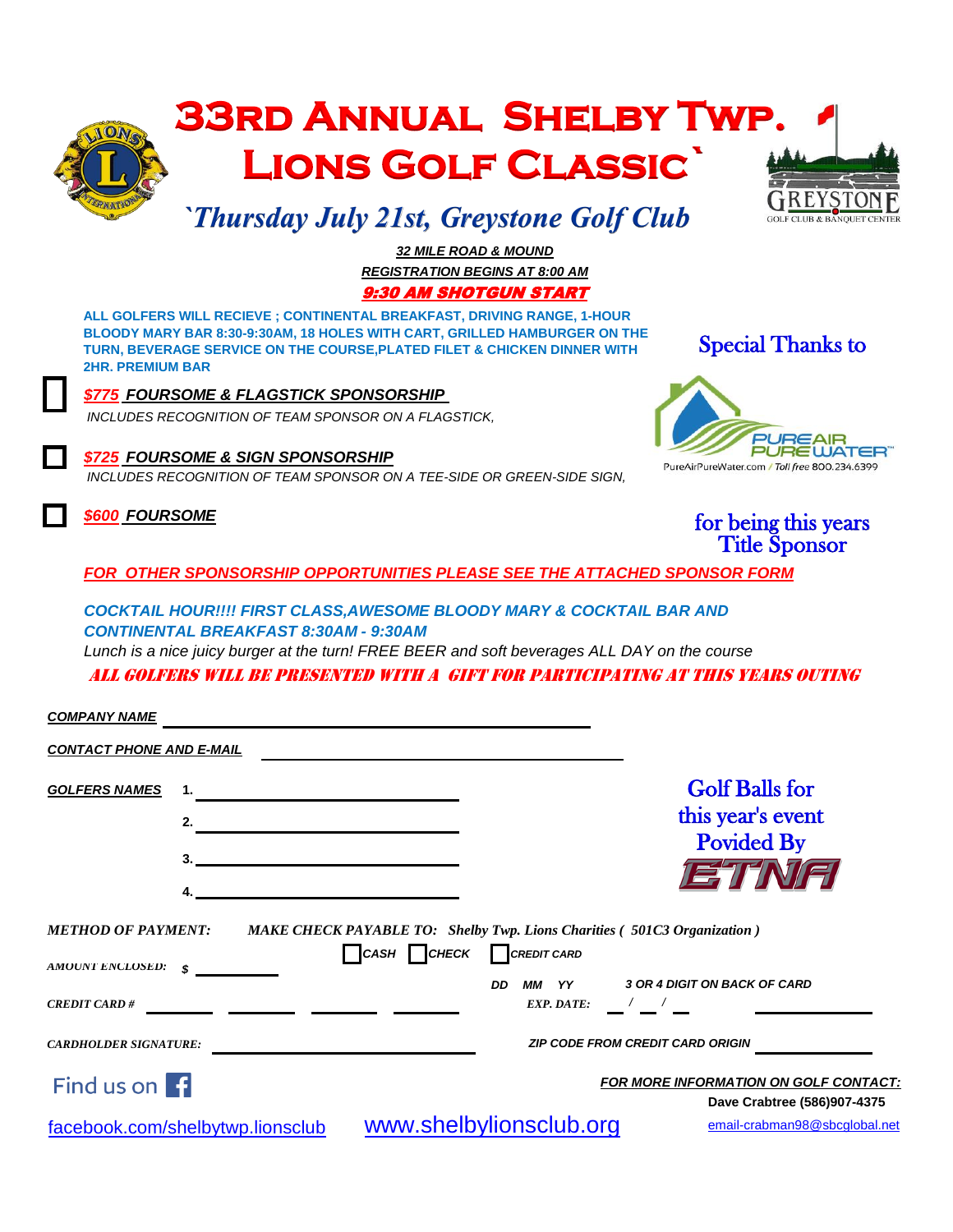# 33RD ANNUAL SHELBY TWP. LIONS GOLF CLASSIC`

## `Thursday July 21st, Greystone Golf Club

GREYSTONE GOLF CLUB & BANQUET CENTER

**32 MILE ROAD & MOUND**

**REGISTRATION BEGINS AT 8:00 AM**

**9:30 AM SHOTGUN START**

**ALL GOLFERS WILL RECIEVE ; CONTINENTAL BREAKFAST, DRIVING RANGE, 1-HOUR BLOODY MARY BAR 8:30-9:30AM, 18 HOLES WITH CART, GRILLED HAMBURGER ON THE TURN, BEVERAGE SERVICE ON THE COURSE,PLATED FILET & CHICKEN DINNER WITH 2HR. PREMIUM BAR**

Special Thanks to

PURE AIR PURE WATER™

PureAirPureWater.com / Toll free 800.234.6399

for being this years Title Sponsor

☐ ***$775 FOURSOME & FLAGSTICK SPONSORSHIP***

*INCLUDES RECOGNITION OF TEAM SPONSOR ON A FLAGSTICK,*

☐ ***$725 FOURSOME & SIGN SPONSORSHIP***

*INCLUDES RECOGNITION OF TEAM SPONSOR ON A TEE-SIDE OR GREEN-SIDE SIGN,*

☐ ***$600 FOURSOME***

***FOR OTHER SPONSORSHIP OPPORTUNITIES PLEASE SEE THE ATTACHED SPONSOR FORM***

***COCKTAIL HOUR!!!! FIRST CLASS,AWESOME BLOODY MARY & COCKTAIL BAR AND CONTINENTAL BREAKFAST 8:30AM - 9:30AM***

*Lunch is a nice juicy burger at the turn! FREE BEER and soft beverages ALL DAY on the course*

***ALL GOLFERS WILL BE PRESENTED WITH A GIFT FOR PARTICIPATING AT THIS YEARS OUTING***

***COMPANY NAME*** ______________________________

***CONTACT PHONE AND E-MAIL*** ______________________________

***GOLFERS NAMES***
1. ______________________
2. ______________________
3. ______________________
4. ______________________

Golf Balls for this year's event Povided By

ETNA

***METHOD OF PAYMENT:*** ***MAKE CHECK PAYABLE TO: Shelby Twp. Lions Charities ( 501C3 Organization )***

***AMOUNT ENCLOSED:*** $ __________ ☐ CASH ☐ CHECK ☐ CREDIT CARD

***CREDIT CARD #*** ______ ______ ______ ______ ***EXP. DATE:*** DD __ / MM __ / YY __ ***3 OR 4 DIGIT ON BACK OF CARD*** ______

***CARDHOLDER SIGNATURE:*** ______________________ ***ZIP CODE FROM CREDIT CARD ORIGIN*** ______

Find us on Facebook

facebook.com/shelbytwp.lionsclub

www.shelbylionsclub.org

***FOR MORE INFORMATION ON GOLF CONTACT:***

**Dave Crabtree (586)907-4375**

email-crabman98@sbcglobal.net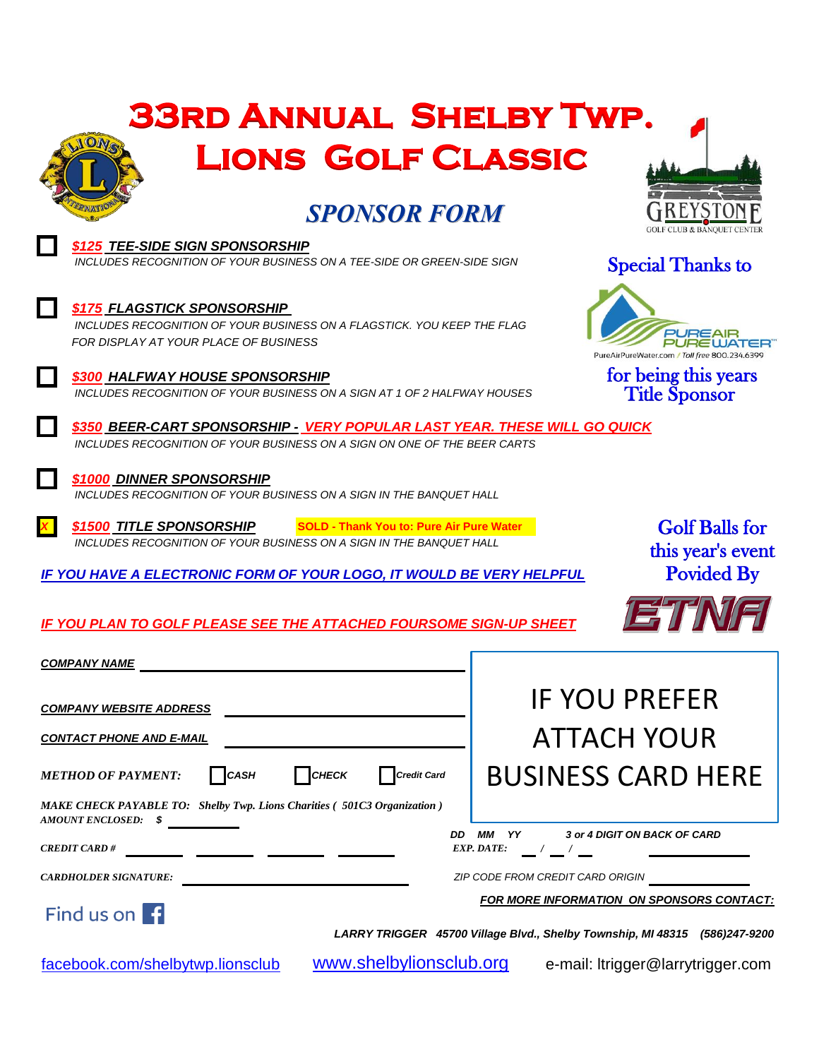# 33RD ANNUAL SHELBY TWP. LIONS GOLF CLASSIC

## SPONSOR FORM

GREYSTONE GOLF CLUB & BANQUET CENTER

- ☐ **$125 TEE-SIDE SIGN SPONSORSHIP**
  INCLUDES RECOGNITION OF YOUR BUSINESS ON A TEE-SIDE OR GREEN-SIDE SIGN

- ☐ **$175 FLAGSTICK SPONSORSHIP**
  INCLUDES RECOGNITION OF YOUR BUSINESS ON A FLAGSTICK. YOU KEEP THE FLAG FOR DISPLAY AT YOUR PLACE OF BUSINESS

- ☐ **$300 HALFWAY HOUSE SPONSORSHIP**
  INCLUDES RECOGNITION OF YOUR BUSINESS ON A SIGN AT 1 OF 2 HALFWAY HOUSES

- ☐ **$350 BEER-CART SPONSORSHIP - VERY POPULAR LAST YEAR. THESE WILL GO QUICK**
  INCLUDES RECOGNITION OF YOUR BUSINESS ON A SIGN ON ONE OF THE BEER CARTS

- ☐ **$1000 DINNER SPONSORSHIP**
  INCLUDES RECOGNITION OF YOUR BUSINESS ON A SIGN IN THE BANQUET HALL

- X **$1500 TITLE SPONSORSHIP** **SOLD - Thank You to: Pure Air Pure Water**
  INCLUDES RECOGNITION OF YOUR BUSINESS ON A SIGN IN THE BANQUET HALL

Special Thanks to

PURE AIR PURE WATER
PureAirPureWater.com / Toll free 800.234.6399

for being this years Title Sponsor

Golf Balls for this year's event Povided By

ETNA

**IF YOU HAVE A ELECTRONIC FORM OF YOUR LOGO, IT WOULD BE VERY HELPFUL**

**IF YOU PLAN TO GOLF PLEASE SEE THE ATTACHED FOURSOME SIGN-UP SHEET**

**COMPANY NAME** ______________________________

**COMPANY WEBSITE ADDRESS** ______________________________

**CONTACT PHONE AND E-MAIL** ______________________________

**METHOD OF PAYMENT:** ☐ CASH ☐ CHECK ☐ Credit Card

IF YOU PREFER ATTACH YOUR BUSINESS CARD HERE

**MAKE CHECK PAYABLE TO:** Shelby Twp. Lions Charities ( 501C3 Organization )

**AMOUNT ENCLOSED:** $ __________

**CREDIT CARD #** ________ ________ ________ ________

**EXP. DATE:** DD MM YY ___ / ___ / ___

3 or 4 DIGIT ON BACK OF CARD ____________

**CARDHOLDER SIGNATURE:** ______________________________

ZIP CODE FROM CREDIT CARD ORIGIN ____________

Find us on Facebook

**FOR MORE INFORMATION ON SPONSORS CONTACT:**

**LARRY TRIGGER 45700 Village Blvd., Shelby Township, MI 48315 (586)247-9200**

facebook.com/shelbytwp.lionsclub www.shelbylionsclub.org e-mail: ltrigger@larrytrigger.com